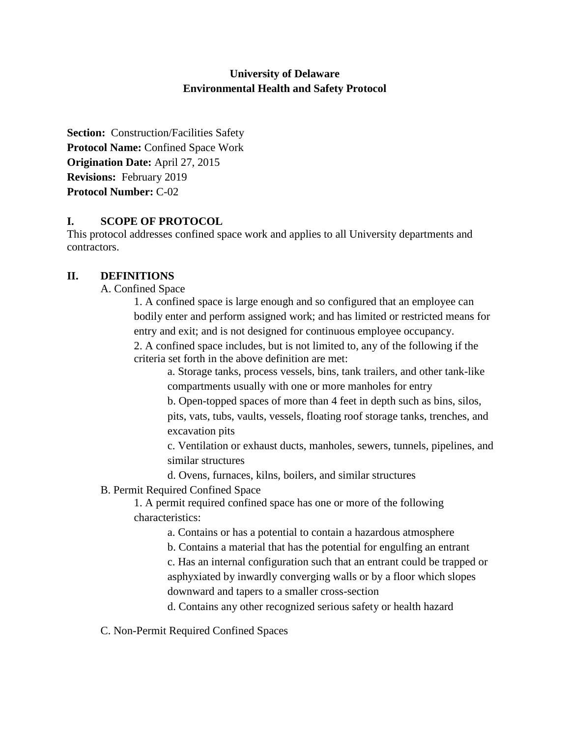**University of Delaware**
**Environmental Health and Safety Protocol**

**Section:** Construction/Facilities Safety
**Protocol Name:** Confined Space Work
**Origination Date:** April 27, 2015
**Revisions:** February 2019
**Protocol Number:** C-02

## I. SCOPE OF PROTOCOL

This protocol addresses confined space work and applies to all University departments and contractors.

## II. DEFINITIONS

A. Confined Space

1. A confined space is large enough and so configured that an employee can bodily enter and perform assigned work; and has limited or restricted means for entry and exit; and is not designed for continuous employee occupancy.
2. A confined space includes, but is not limited to, any of the following if the criteria set forth in the above definition are met:
   a. Storage tanks, process vessels, bins, tank trailers, and other tank-like compartments usually with one or more manholes for entry
   b. Open-topped spaces of more than 4 feet in depth such as bins, silos, pits, vats, tubs, vaults, vessels, floating roof storage tanks, trenches, and excavation pits
   c. Ventilation or exhaust ducts, manholes, sewers, tunnels, pipelines, and similar structures
   d. Ovens, furnaces, kilns, boilers, and similar structures

B. Permit Required Confined Space

1. A permit required confined space has one or more of the following characteristics:
   a. Contains or has a potential to contain a hazardous atmosphere
   b. Contains a material that has the potential for engulfing an entrant
   c. Has an internal configuration such that an entrant could be trapped or asphyxiated by inwardly converging walls or by a floor which slopes downward and tapers to a smaller cross-section
   d. Contains any other recognized serious safety or health hazard

C. Non-Permit Required Confined Spaces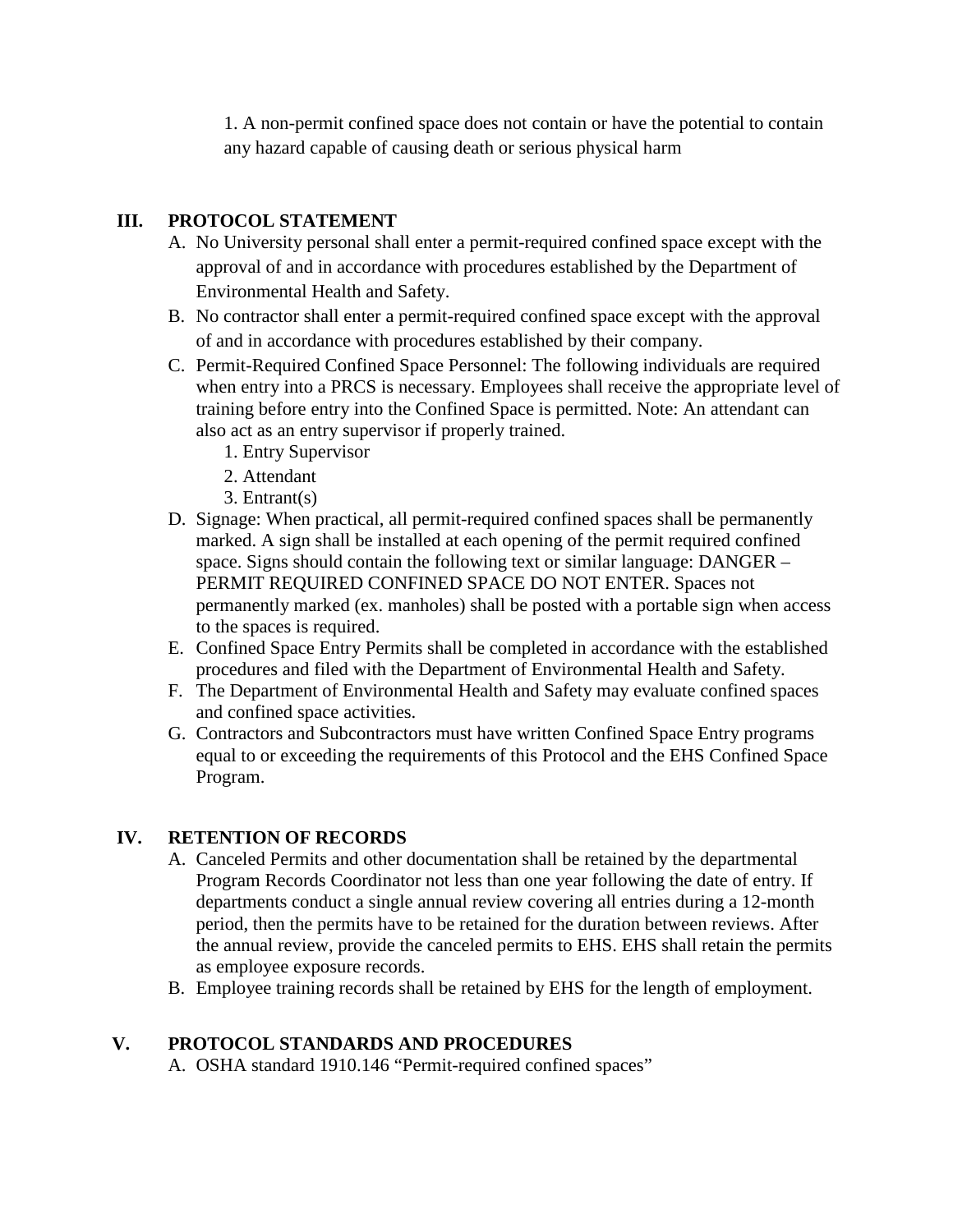1. A non-permit confined space does not contain or have the potential to contain any hazard capable of causing death or serious physical harm

## III. PROTOCOL STATEMENT

A. No University personal shall enter a permit-required confined space except with the approval of and in accordance with procedures established by the Department of Environmental Health and Safety.

B. No contractor shall enter a permit-required confined space except with the approval of and in accordance with procedures established by their company.

C. Permit-Required Confined Space Personnel: The following individuals are required when entry into a PRCS is necessary. Employees shall receive the appropriate level of training before entry into the Confined Space is permitted. Note: An attendant can also act as an entry supervisor if properly trained.

   1. Entry Supervisor
   2. Attendant
   3. Entrant(s)

D. Signage: When practical, all permit-required confined spaces shall be permanently marked. A sign shall be installed at each opening of the permit required confined space. Signs should contain the following text or similar language: DANGER – PERMIT REQUIRED CONFINED SPACE DO NOT ENTER. Spaces not permanently marked (ex. manholes) shall be posted with a portable sign when access to the spaces is required.

E. Confined Space Entry Permits shall be completed in accordance with the established procedures and filed with the Department of Environmental Health and Safety.

F. The Department of Environmental Health and Safety may evaluate confined spaces and confined space activities.

G. Contractors and Subcontractors must have written Confined Space Entry programs equal to or exceeding the requirements of this Protocol and the EHS Confined Space Program.

## IV. RETENTION OF RECORDS

A. Canceled Permits and other documentation shall be retained by the departmental Program Records Coordinator not less than one year following the date of entry. If departments conduct a single annual review covering all entries during a 12-month period, then the permits have to be retained for the duration between reviews. After the annual review, provide the canceled permits to EHS. EHS shall retain the permits as employee exposure records.

B. Employee training records shall be retained by EHS for the length of employment.

## V. PROTOCOL STANDARDS AND PROCEDURES

A. OSHA standard 1910.146 "Permit-required confined spaces"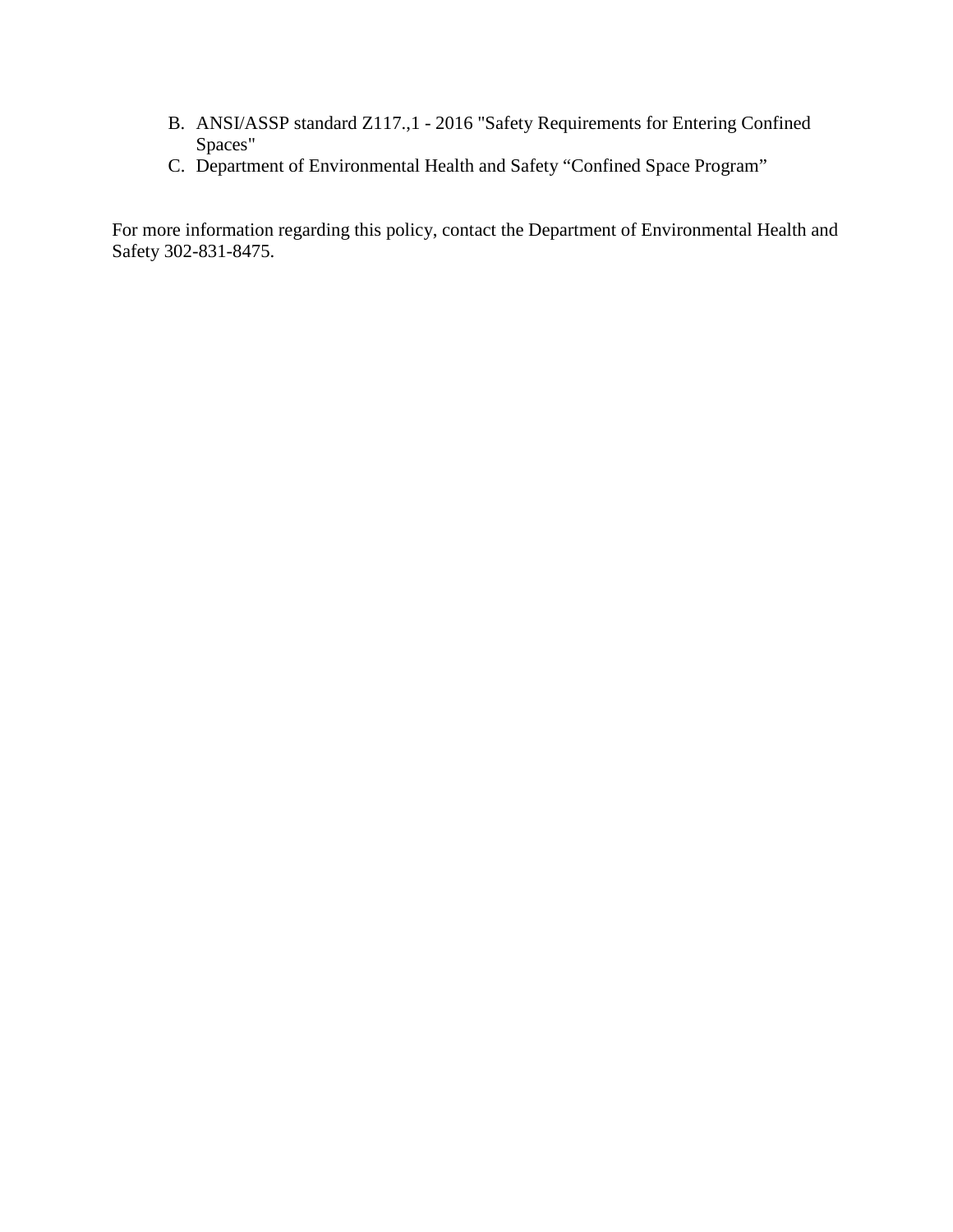B. ANSI/ASSP standard Z117.,1 - 2016 "Safety Requirements for Entering Confined Spaces"
C. Department of Environmental Health and Safety “Confined Space Program”

For more information regarding this policy, contact the Department of Environmental Health and Safety 302-831-8475.